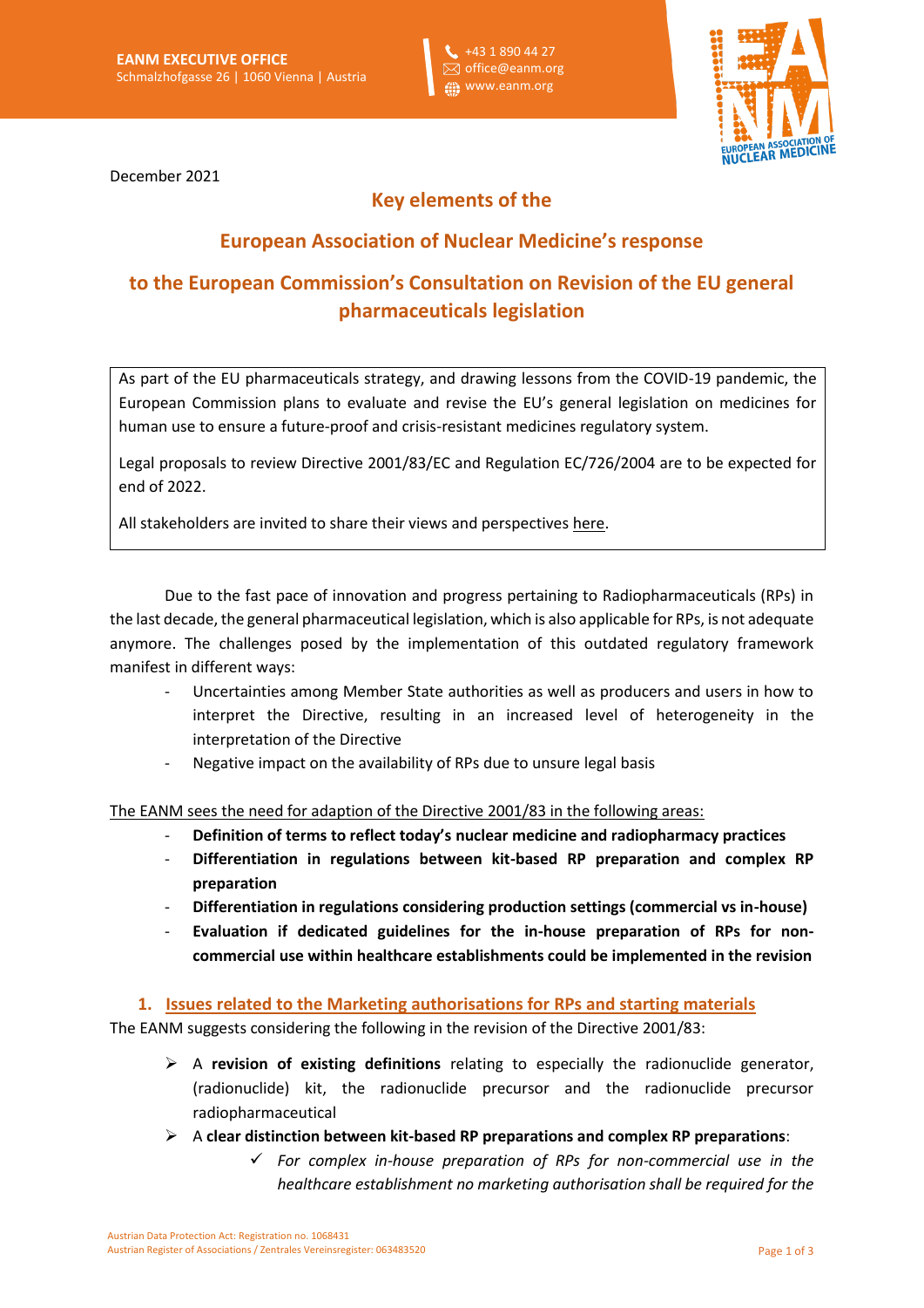EANM EXECUTIVE OFFICE
Schmalzhofgasse 26 | 1060 Vienna | Austria

+43 1 890 44 27
office@eanm.org
www.eanm.org

December 2021

# Key elements of the European Association of Nuclear Medicine's response to the European Commission's Consultation on Revision of the EU general pharmaceuticals legislation

As part of the EU pharmaceuticals strategy, and drawing lessons from the COVID-19 pandemic, the European Commission plans to evaluate and revise the EU's general legislation on medicines for human use to ensure a future-proof and crisis-resistant medicines regulatory system.

Legal proposals to review Directive 2001/83/EC and Regulation EC/726/2004 are to be expected for end of 2022.

All stakeholders are invited to share their views and perspectives here.

Due to the fast pace of innovation and progress pertaining to Radiopharmaceuticals (RPs) in the last decade, the general pharmaceutical legislation, which is also applicable for RPs, is not adequate anymore. The challenges posed by the implementation of this outdated regulatory framework manifest in different ways:

- Uncertainties among Member State authorities as well as producers and users in how to interpret the Directive, resulting in an increased level of heterogeneity in the interpretation of the Directive
- Negative impact on the availability of RPs due to unsure legal basis

The EANM sees the need for adaption of the Directive 2001/83 in the following areas:

- **Definition of terms to reflect today's nuclear medicine and radiopharmacy practices**
- **Differentiation in regulations between kit-based RP preparation and complex RP preparation**
- **Differentiation in regulations considering production settings (commercial vs in-house)**
- **Evaluation if dedicated guidelines for the in-house preparation of RPs for non-commercial use within healthcare establishments could be implemented in the revision**

## 1. Issues related to the Marketing authorisations for RPs and starting materials

The EANM suggests considering the following in the revision of the Directive 2001/83:

- A **revision of existing definitions** relating to especially the radionuclide generator, (radionuclide) kit, the radionuclide precursor and the radionuclide precursor radiopharmaceutical
- A **clear distinction between kit-based RP preparations and complex RP preparations**:
  - ✓ *For complex in-house preparation of RPs for non-commercial use in the healthcare establishment no marketing authorisation shall be required for the*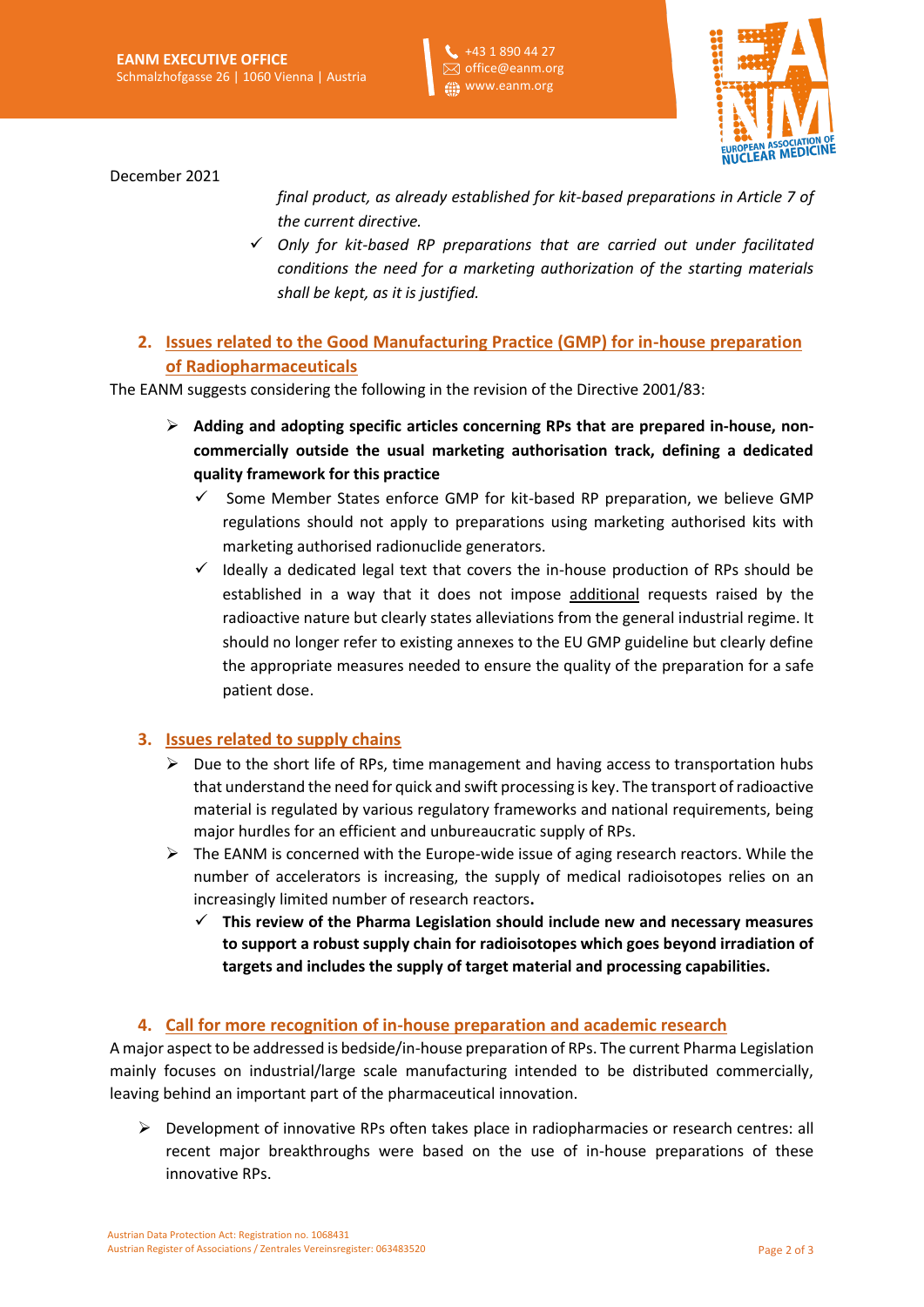December 2021

*final product, as already established for kit-based preparations in Article 7 of the current directive.*

- ✓ *Only for kit-based RP preparations that are carried out under facilitated conditions the need for a marketing authorization of the starting materials shall be kept, as it is justified.*

## 2. Issues related to the Good Manufacturing Practice (GMP) for in-house preparation of Radiopharmaceuticals

The EANM suggests considering the following in the revision of the Directive 2001/83:

- **Adding and adopting specific articles concerning RPs that are prepared in-house, non-commercially outside the usual marketing authorisation track, defining a dedicated quality framework for this practice**
  - ✓ Some Member States enforce GMP for kit-based RP preparation, we believe GMP regulations should not apply to preparations using marketing authorised kits with marketing authorised radionuclide generators.
  - ✓ Ideally a dedicated legal text that covers the in-house production of RPs should be established in a way that it does not impose additional requests raised by the radioactive nature but clearly states alleviations from the general industrial regime. It should no longer refer to existing annexes to the EU GMP guideline but clearly define the appropriate measures needed to ensure the quality of the preparation for a safe patient dose.

## 3. Issues related to supply chains

- Due to the short life of RPs, time management and having access to transportation hubs that understand the need for quick and swift processing is key. The transport of radioactive material is regulated by various regulatory frameworks and national requirements, being major hurdles for an efficient and unbureaucratic supply of RPs.
- The EANM is concerned with the Europe-wide issue of aging research reactors. While the number of accelerators is increasing, the supply of medical radioisotopes relies on an increasingly limited number of research reactors**.**
  - ✓ **This review of the Pharma Legislation should include new and necessary measures to support a robust supply chain for radioisotopes which goes beyond irradiation of targets and includes the supply of target material and processing capabilities.**

## 4. Call for more recognition of in-house preparation and academic research

A major aspect to be addressed is bedside/in-house preparation of RPs. The current Pharma Legislation mainly focuses on industrial/large scale manufacturing intended to be distributed commercially, leaving behind an important part of the pharmaceutical innovation.

- Development of innovative RPs often takes place in radiopharmacies or research centres: all recent major breakthroughs were based on the use of in-house preparations of these innovative RPs.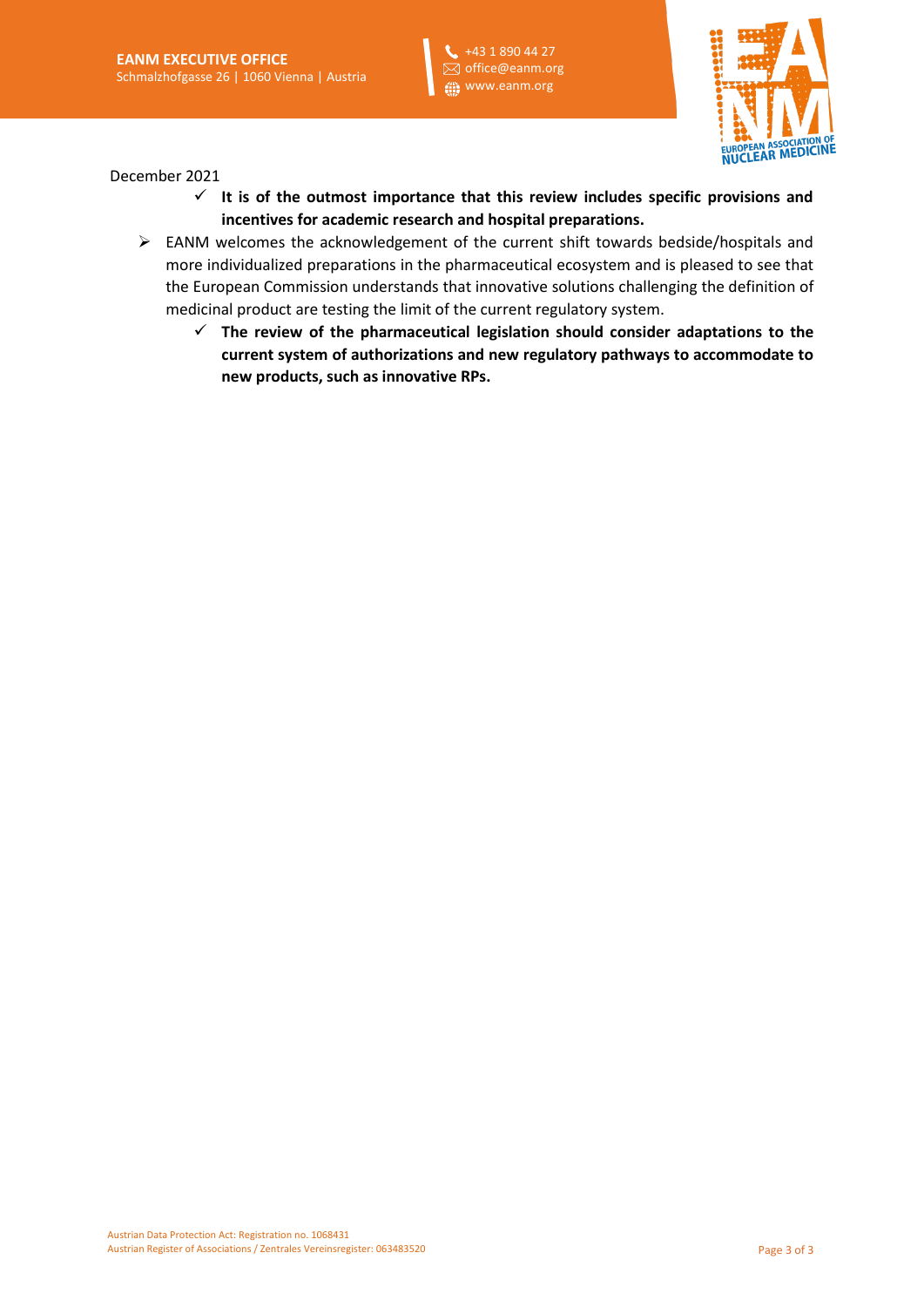December 2021

  - **It is of the outmost importance that this review includes specific provisions and incentives for academic research and hospital preparations.**
- EANM welcomes the acknowledgement of the current shift towards bedside/hospitals and more individualized preparations in the pharmaceutical ecosystem and is pleased to see that the European Commission understands that innovative solutions challenging the definition of medicinal product are testing the limit of the current regulatory system.
  - **The review of the pharmaceutical legislation should consider adaptations to the current system of authorizations and new regulatory pathways to accommodate to new products, such as innovative RPs.**